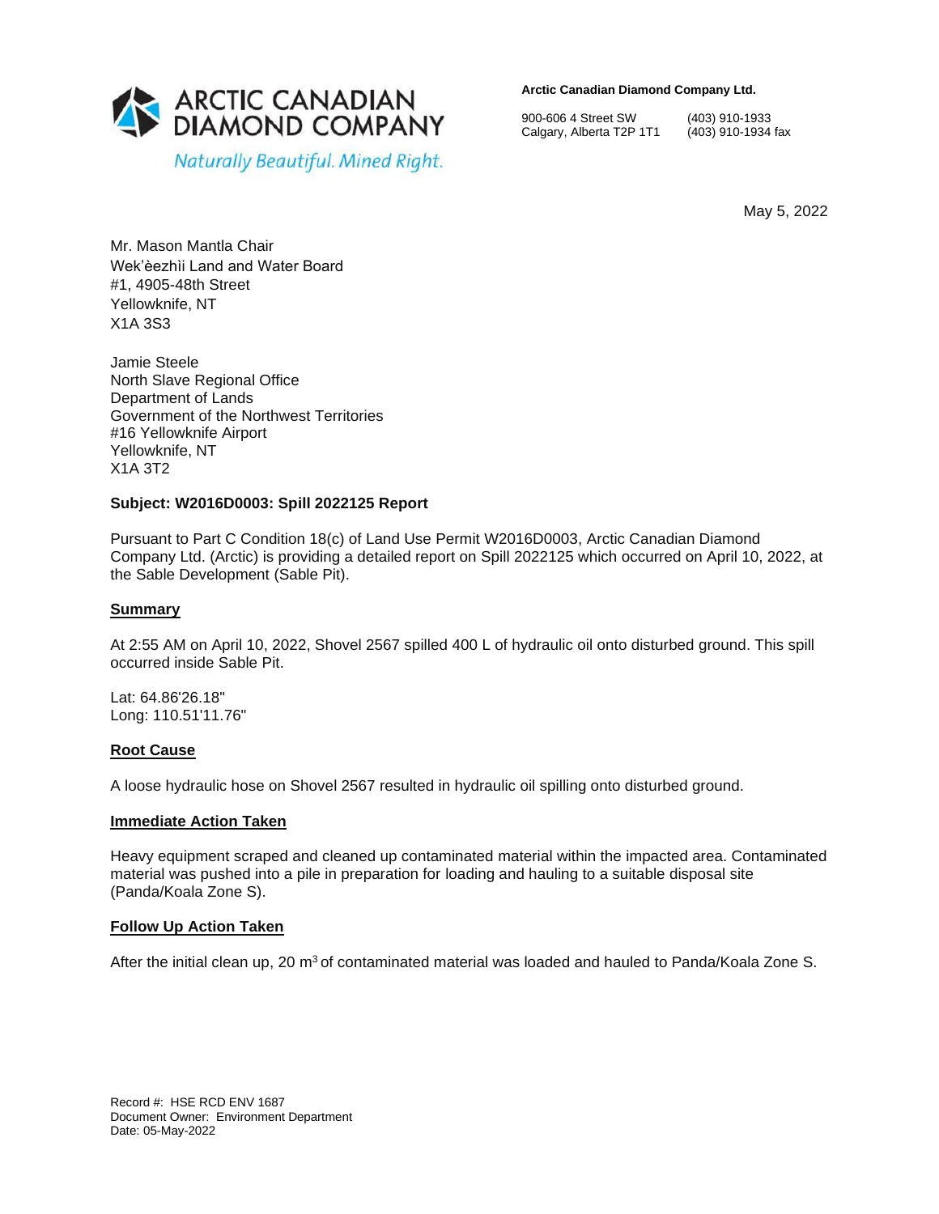**ARCTIC CANADIAN DIAMOND COMPANY**

*Naturally Beautiful. Mined Right.*

**Arctic Canadian Diamond Company Ltd.**

900-606 4 Street SW
Calgary, Alberta T2P 1T1

(403) 910-1933
(403) 910-1934 fax

May 5, 2022

Mr. Mason Mantla Chair
Wek'èezhìi Land and Water Board
#1, 4905-48th Street
Yellowknife, NT
X1A 3S3

Jamie Steele
North Slave Regional Office
Department of Lands
Government of the Northwest Territories
#16 Yellowknife Airport
Yellowknife, NT
X1A 3T2

**Subject: W2016D0003: Spill 2022125 Report**

Pursuant to Part C Condition 18(c) of Land Use Permit W2016D0003, Arctic Canadian Diamond Company Ltd. (Arctic) is providing a detailed report on Spill 2022125 which occurred on April 10, 2022, at the Sable Development (Sable Pit).

**Summary**

At 2:55 AM on April 10, 2022, Shovel 2567 spilled 400 L of hydraulic oil onto disturbed ground. This spill occurred inside Sable Pit.

Lat: 64.86'26.18"
Long: 110.51'11.76"

**Root Cause**

A loose hydraulic hose on Shovel 2567 resulted in hydraulic oil spilling onto disturbed ground.

**Immediate Action Taken**

Heavy equipment scraped and cleaned up contaminated material within the impacted area. Contaminated material was pushed into a pile in preparation for loading and hauling to a suitable disposal site (Panda/Koala Zone S).

**Follow Up Action Taken**

After the initial clean up, 20 $m^3$ of contaminated material was loaded and hauled to Panda/Koala Zone S.

Record #: HSE RCD ENV 1687
Document Owner: Environment Department
Date: 05-May-2022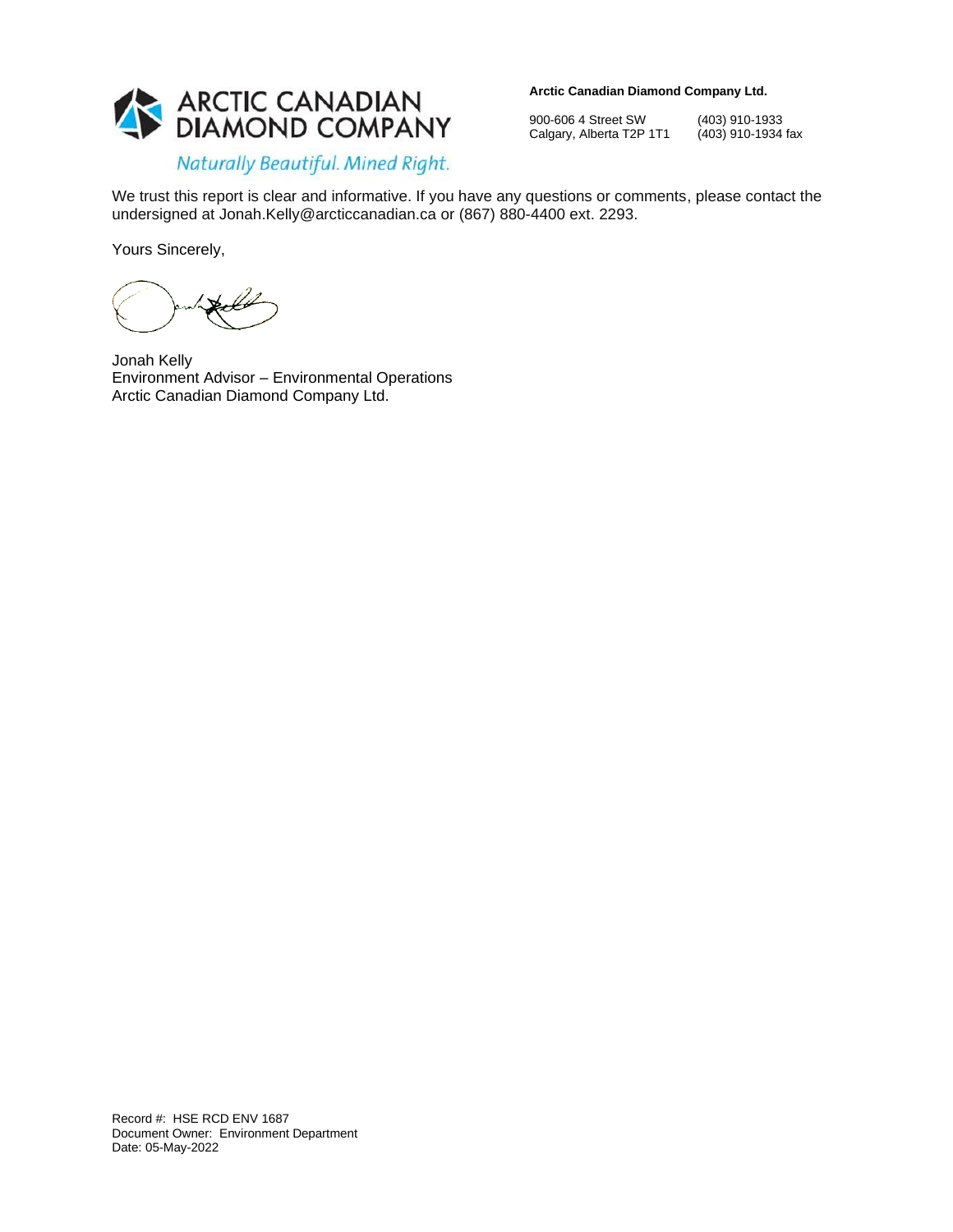**Arctic Canadian Diamond Company Ltd.**

900-606 4 Street SW
Calgary, Alberta T2P 1T1

(403) 910-1933
(403) 910-1934 fax

We trust this report is clear and informative. If you have any questions or comments, please contact the undersigned at Jonah.Kelly@arcticcanadian.ca or (867) 880-4400 ext. 2293.

Yours Sincerely,

Jonah Kelly
Environment Advisor – Environmental Operations
Arctic Canadian Diamond Company Ltd.

Record #: HSE RCD ENV 1687
Document Owner: Environment Department
Date: 05-May-2022